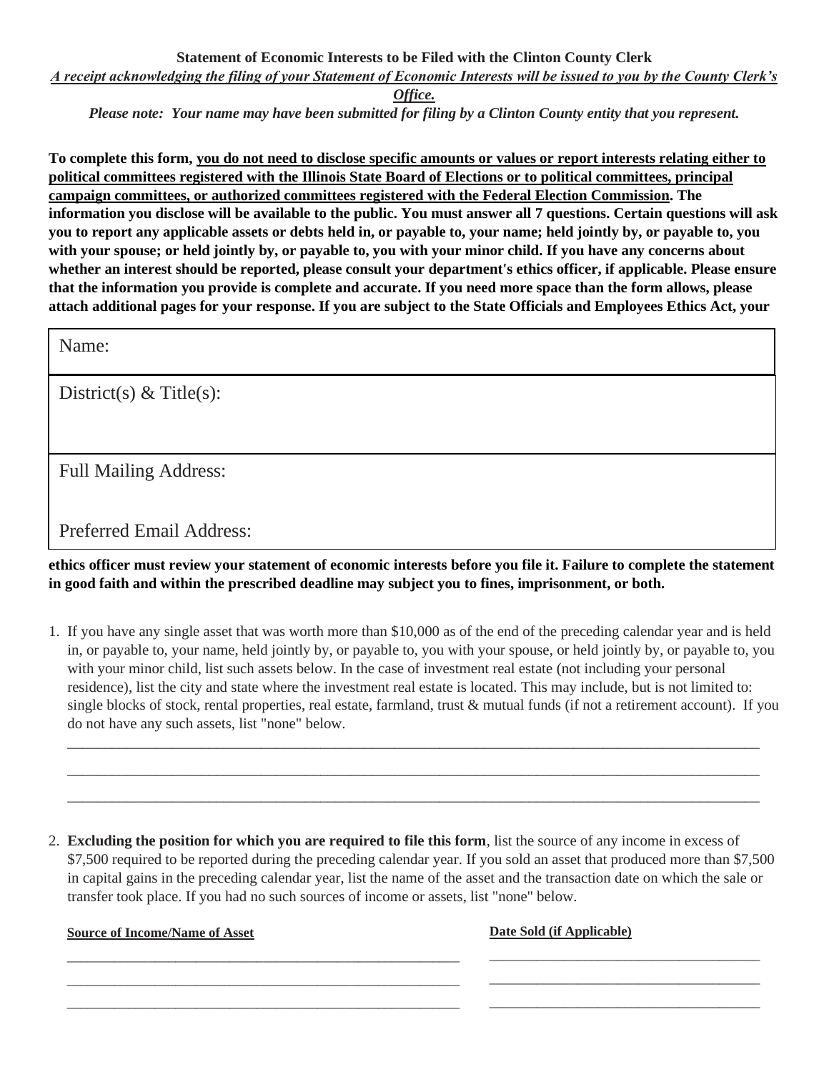**Statement of Economic Interests to be Filed with the Clinton County Clerk**

***<u>A receipt acknowledging the filing of your Statement of Economic Interests will be issued to you by the County Clerk's Office.</u>***

***Please note: Your name may have been submitted for filing by a Clinton County entity that you represent.***

**To complete this form, <u>you do not need to disclose specific amounts or values or report interests relating either to political committees registered with the Illinois State Board of Elections or to political committees, principal campaign committees, or authorized committees registered with the Federal Election Commission</u>. The information you disclose will be available to the public. You must answer all 7 questions. Certain questions will ask you to report any applicable assets or debts held in, or payable to, your name; held jointly by, or payable to, you with your spouse; or held jointly by, or payable to, you with your minor child. If you have any concerns about whether an interest should be reported, please consult your department's ethics officer, if applicable. Please ensure that the information you provide is complete and accurate. If you need more space than the form allows, please attach additional pages for your response. If you are subject to the State Officials and Employees Ethics Act, your ethics officer must review your statement of economic interests before you file it. Failure to complete the statement in good faith and within the prescribed deadline may subject you to fines, imprisonment, or both.**

| Name: |
| --- |
| District(s) & Title(s): |
| Full Mailing Address:<br><br>Preferred Email Address: |

1. If you have any single asset that was worth more than $10,000 as of the end of the preceding calendar year and is held in, or payable to, your name, held jointly by, or payable to, you with your spouse, or held jointly by, or payable to, you with your minor child, list such assets below. In the case of investment real estate (not including your personal residence), list the city and state where the investment real estate is located. This may include, but is not limited to: single blocks of stock, rental properties, real estate, farmland, trust & mutual funds (if not a retirement account). If you do not have any such assets, list "none" below.

   ______________________________________________________________________________

   ______________________________________________________________________________

   ______________________________________________________________________________

2. **Excluding the position for which you are required to file this form**, list the source of any income in excess of $7,500 required to be reported during the preceding calendar year. If you sold an asset that produced more than $7,500 in capital gains in the preceding calendar year, list the name of the asset and the transaction date on which the sale or transfer took place. If you had no such sources of income or assets, list "none" below.

| <u>**Source of Income/Name of Asset**</u> | <u>**Date Sold (if Applicable)**</u> |
| --- | --- |
| ______________________________ | ______________________ |
| ______________________________ | ______________________ |
| ______________________________ | ______________________ |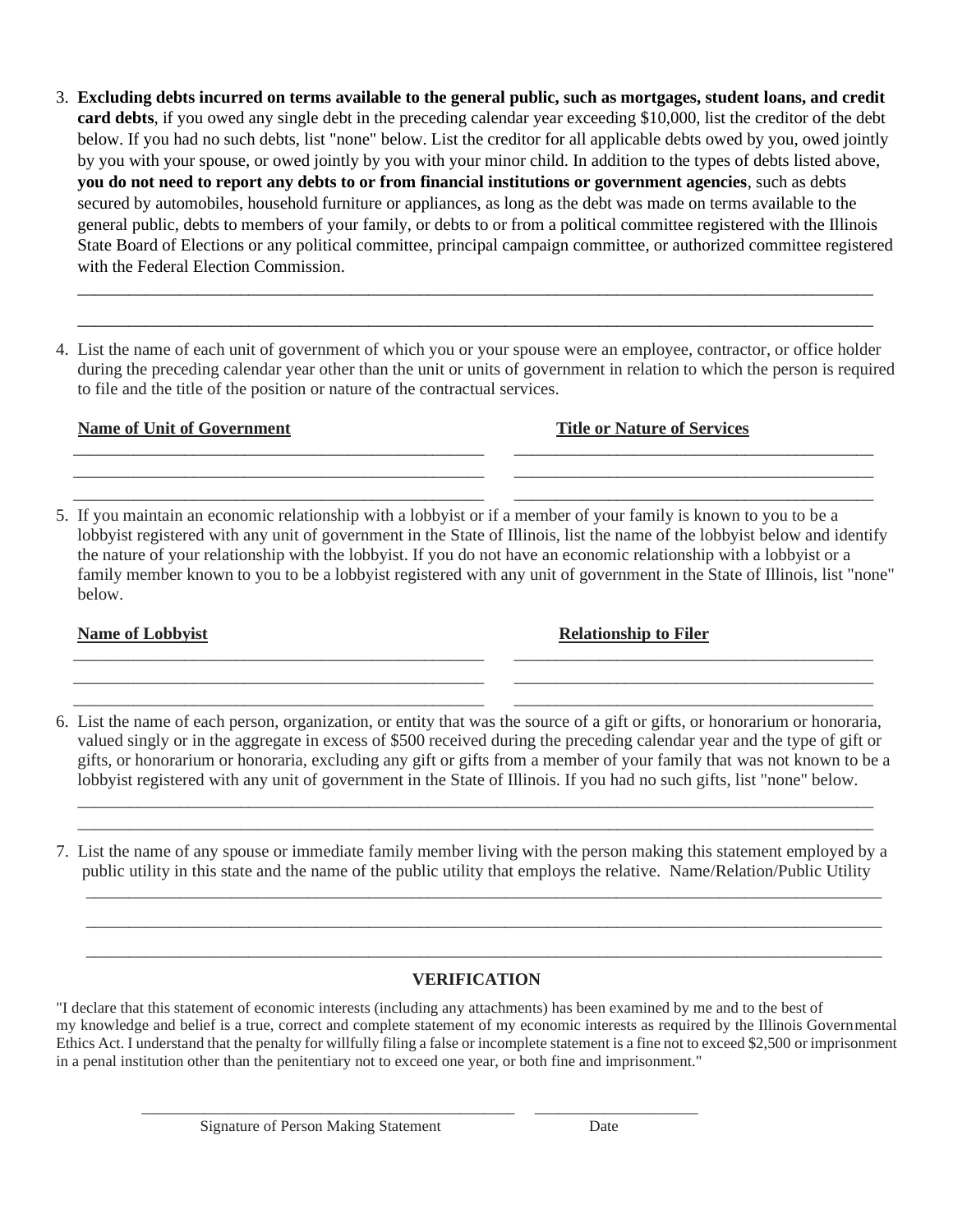3. **Excluding debts incurred on terms available to the general public, such as mortgages, student loans, and credit card debts**, if you owed any single debt in the preceding calendar year exceeding $10,000, list the creditor of the debt below. If you had no such debts, list "none" below. List the creditor for all applicable debts owed by you, owed jointly by you with your spouse, or owed jointly by you with your minor child. In addition to the types of debts listed above, **you do not need to report any debts to or from financial institutions or government agencies**, such as debts secured by automobiles, household furniture or appliances, as long as the debt was made on terms available to the general public, debts to members of your family, or debts to or from a political committee registered with the Illinois State Board of Elections or any political committee, principal campaign committee, or authorized committee registered with the Federal Election Commission.

\_\_\_\_\_\_\_\_\_\_\_\_\_\_\_\_\_\_\_\_\_\_\_\_\_\_\_\_\_\_\_\_\_\_\_\_\_\_\_\_\_\_\_\_\_\_\_\_\_\_\_\_\_\_\_\_\_\_\_\_\_\_\_\_\_\_\_\_\_\_\_\_\_\_\_\_\_\_

\_\_\_\_\_\_\_\_\_\_\_\_\_\_\_\_\_\_\_\_\_\_\_\_\_\_\_\_\_\_\_\_\_\_\_\_\_\_\_\_\_\_\_\_\_\_\_\_\_\_\_\_\_\_\_\_\_\_\_\_\_\_\_\_\_\_\_\_\_\_\_\_\_\_\_\_\_\_

4. List the name of each unit of government of which you or your spouse were an employee, contractor, or office holder during the preceding calendar year other than the unit or units of government in relation to which the person is required to file and the title of the position or nature of the contractual services.

| Name of Unit of Government | Title or Nature of Services |
|---|---|
| | |
| | |
| | |

5. If you maintain an economic relationship with a lobbyist or if a member of your family is known to you to be a lobbyist registered with any unit of government in the State of Illinois, list the name of the lobbyist below and identify the nature of your relationship with the lobbyist. If you do not have an economic relationship with a lobbyist or a family member known to you to be a lobbyist registered with any unit of government in the State of Illinois, list "none" below.

| Name of Lobbyist | Relationship to Filer |
|---|---|
| | |
| | |
| | |

6. List the name of each person, organization, or entity that was the source of a gift or gifts, or honorarium or honoraria, valued singly or in the aggregate in excess of $500 received during the preceding calendar year and the type of gift or gifts, or honorarium or honoraria, excluding any gift or gifts from a member of your family that was not known to be a lobbyist registered with any unit of government in the State of Illinois. If you had no such gifts, list "none" below.

\_\_\_\_\_\_\_\_\_\_\_\_\_\_\_\_\_\_\_\_\_\_\_\_\_\_\_\_\_\_\_\_\_\_\_\_\_\_\_\_\_\_\_\_\_\_\_\_\_\_\_\_\_\_\_\_\_\_\_\_\_\_\_\_\_\_\_\_\_\_\_\_\_\_\_\_\_\_

\_\_\_\_\_\_\_\_\_\_\_\_\_\_\_\_\_\_\_\_\_\_\_\_\_\_\_\_\_\_\_\_\_\_\_\_\_\_\_\_\_\_\_\_\_\_\_\_\_\_\_\_\_\_\_\_\_\_\_\_\_\_\_\_\_\_\_\_\_\_\_\_\_\_\_\_\_\_

7. List the name of any spouse or immediate family member living with the person making this statement employed by a public utility in this state and the name of the public utility that employs the relative. Name/Relation/Public Utility

\_\_\_\_\_\_\_\_\_\_\_\_\_\_\_\_\_\_\_\_\_\_\_\_\_\_\_\_\_\_\_\_\_\_\_\_\_\_\_\_\_\_\_\_\_\_\_\_\_\_\_\_\_\_\_\_\_\_\_\_\_\_\_\_\_\_\_\_\_\_\_\_\_\_\_\_\_\_

\_\_\_\_\_\_\_\_\_\_\_\_\_\_\_\_\_\_\_\_\_\_\_\_\_\_\_\_\_\_\_\_\_\_\_\_\_\_\_\_\_\_\_\_\_\_\_\_\_\_\_\_\_\_\_\_\_\_\_\_\_\_\_\_\_\_\_\_\_\_\_\_\_\_\_\_\_\_

\_\_\_\_\_\_\_\_\_\_\_\_\_\_\_\_\_\_\_\_\_\_\_\_\_\_\_\_\_\_\_\_\_\_\_\_\_\_\_\_\_\_\_\_\_\_\_\_\_\_\_\_\_\_\_\_\_\_\_\_\_\_\_\_\_\_\_\_\_\_\_\_\_\_\_\_\_\_

## VERIFICATION

"I declare that this statement of economic interests (including any attachments) has been examined by me and to the best of my knowledge and belief is a true, correct and complete statement of my economic interests as required by the Illinois Governmental Ethics Act. I understand that the penalty for willfully filing a false or incomplete statement is a fine not to exceed $2,500 or imprisonment in a penal institution other than the penitentiary not to exceed one year, or both fine and imprisonment."

\_\_\_\_\_\_\_\_\_\_\_\_\_\_\_\_\_\_\_\_\_\_\_\_\_\_\_\_\_\_\_\_\_\_\_\_\_\_\_\_ \_\_\_\_\_\_\_\_\_\_\_\_\_\_\_\_\_\_\_\_

Signature of Person Making Statement Date